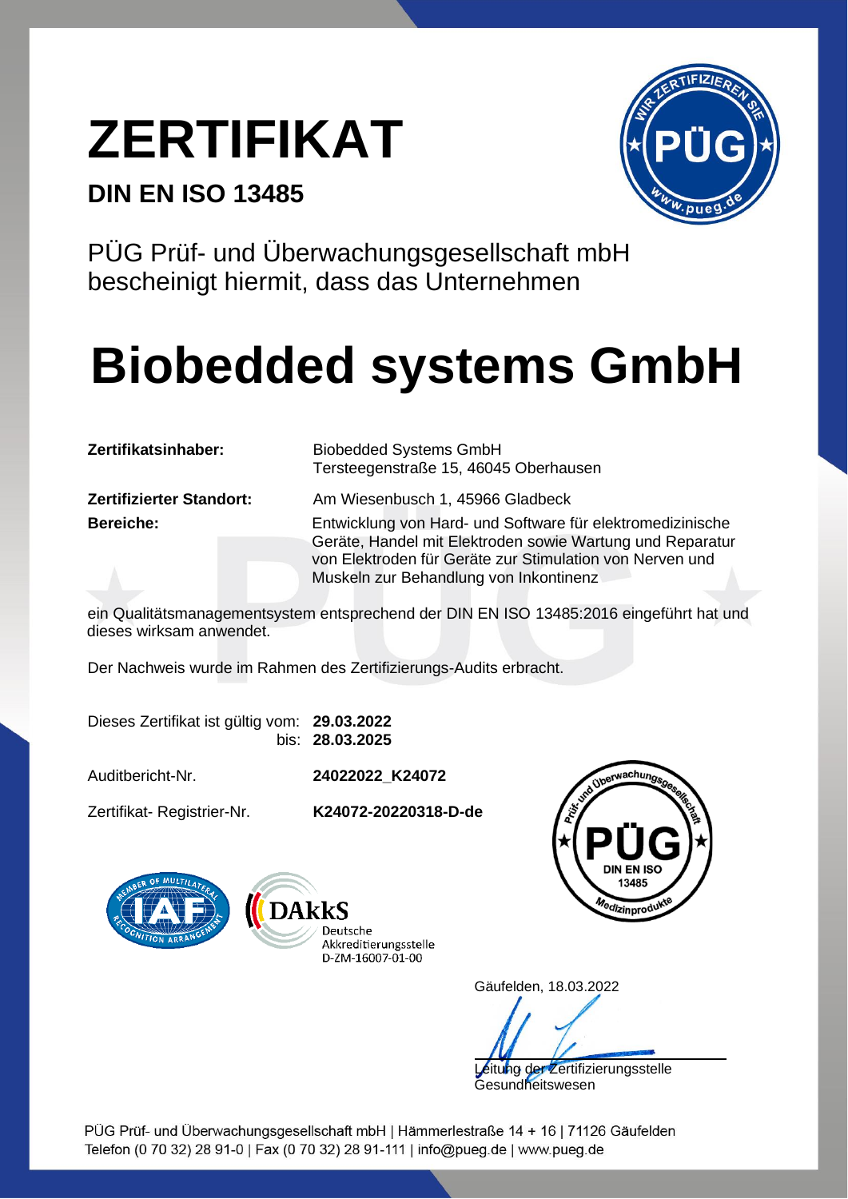# ZERTIFIKAT

## DIN EN ISO 13485

PÜG Prüf- und Überwachungsgesellschaft mbH
bescheinigt hiermit, dass das Unternehmen

# Biobedded systems GmbH

| | |
|---|---|
| **Zertifikatsinhaber:** | Biobedded Systems GmbH<br>Tersteegenstraße 15, 46045 Oberhausen |
| **Zertifizierter Standort:** | Am Wiesenbusch 1, 45966 Gladbeck |
| **Bereiche:** | Entwicklung von Hard- und Software für elektromedizinische Geräte, Handel mit Elektroden sowie Wartung und Reparatur von Elektroden für Geräte zur Stimulation von Nerven und Muskeln zur Behandlung von Inkontinenz |

ein Qualitätsmanagementsystem entsprechend der DIN EN ISO 13485:2016 eingeführt hat und dieses wirksam anwendet.

Der Nachweis wurde im Rahmen des Zertifizierungs-Audits erbracht.

| | |
|---|---|
| Dieses Zertifikat ist gültig vom: | **29.03.2022** |
| bis: | **28.03.2025** |
| Auditbericht-Nr. | **24022022_K24072** |
| Zertifikat- Registrier-Nr. | **K24072-20220318-D-de** |

DAkkS
Deutsche
Akkreditierungsstelle
D-ZM-16007-01-00

Gäufelden, 18.03.2022

Leitung der Zertifizierungsstelle
Gesundheitswesen

PÜG Prüf- und Überwachungsgesellschaft mbH | Hämmerlestraße 14 + 16 | 71126 Gäufelden
Telefon (0 70 32) 28 91-0 | Fax (0 70 32) 28 91-111 | info@pueg.de | www.pueg.de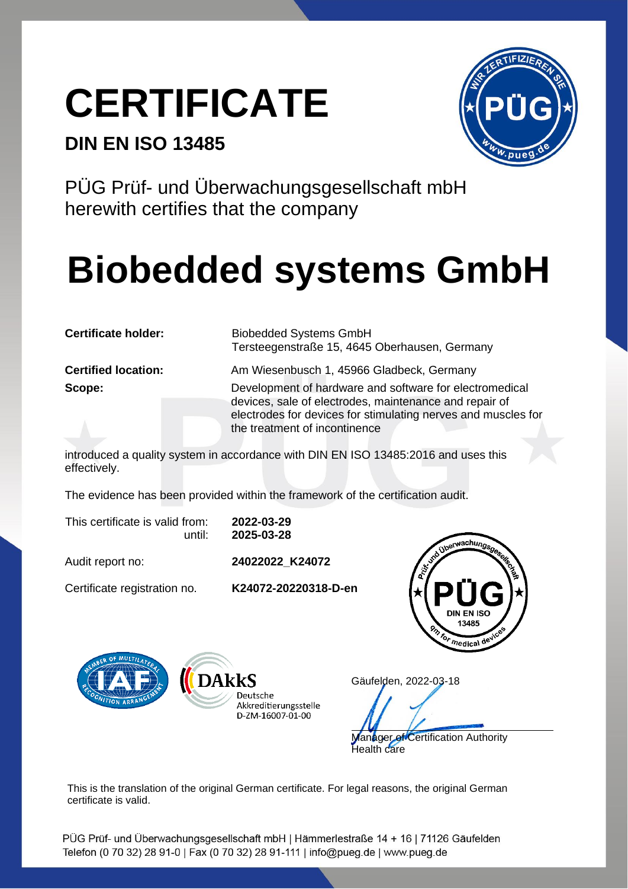# CERTIFICATE

## DIN EN ISO 13485

PÜG Prüf- und Überwachungsgesellschaft mbH
herewith certifies that the company

# Biobedded systems GmbH

**Certificate holder:** Biobedded Systems GmbH
Tersteegenstraße 15, 4645 Oberhausen, Germany

**Certified location:** Am Wiesenbusch 1, 45966 Gladbeck, Germany

**Scope:** Development of hardware and software for electromedical devices, sale of electrodes, maintenance and repair of electrodes for devices for stimulating nerves and muscles for the treatment of incontinence

introduced a quality system in accordance with DIN EN ISO 13485:2016 and uses this effectively.

The evidence has been provided within the framework of the certification audit.

This certificate is valid from: **2022-03-29**
until: **2025-03-28**

Audit report no: **24022022_K24072**

Certificate registration no. **K24072-20220318-D-en**

DAkkS
Deutsche Akkreditierungsstelle
D-ZM-16007-01-00

Gäufelden, 2022-03-18

Manager of Certification Authority
Health care

This is the translation of the original German certificate. For legal reasons, the original German certificate is valid.

PÜG Prüf- und Überwachungsgesellschaft mbH | Hämmerlestraße 14 + 16 | 71126 Gäufelden
Telefon (0 70 32) 28 91-0 | Fax (0 70 32) 28 91-111 | info@pueg.de | www.pueg.de